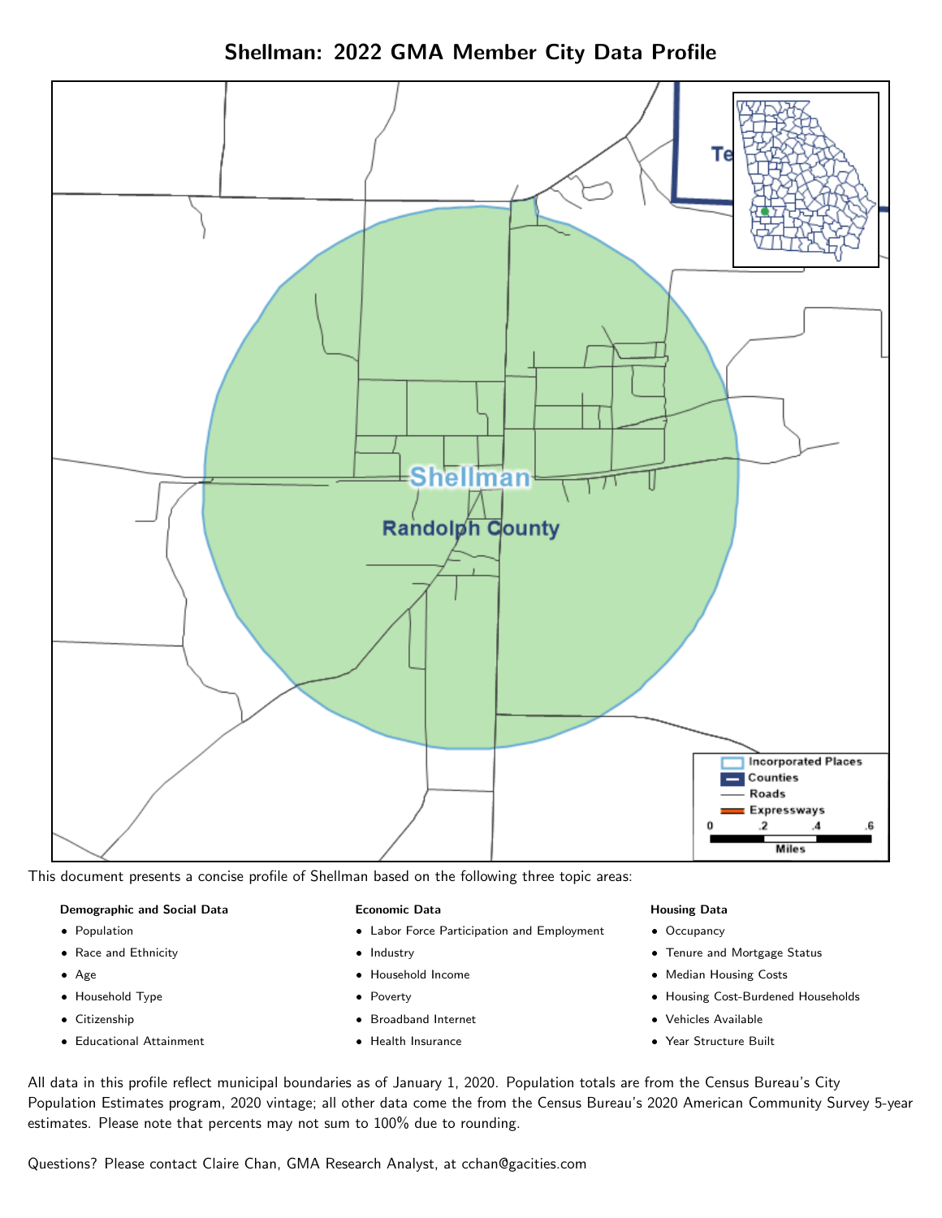# Shellman: 2022 GMA Member City Data Profile

This document presents a concise profile of Shellman based on the following three topic areas:

**Demographic and Social Data**

- Population
- Race and Ethnicity
- Age
- Household Type
- Citizenship
- Educational Attainment

**Economic Data**

- Labor Force Participation and Employment
- Industry
- Household Income
- Poverty
- Broadband Internet
- Health Insurance

**Housing Data**

- Occupancy
- Tenure and Mortgage Status
- Median Housing Costs
- Housing Cost-Burdened Households
- Vehicles Available
- Year Structure Built

All data in this profile reflect municipal boundaries as of January 1, 2020. Population totals are from the Census Bureau's City Population Estimates program, 2020 vintage; all other data come the from the Census Bureau's 2020 American Community Survey 5-year estimates. Please note that percents may not sum to 100% due to rounding.

Questions? Please contact Claire Chan, GMA Research Analyst, at cchan@gacities.com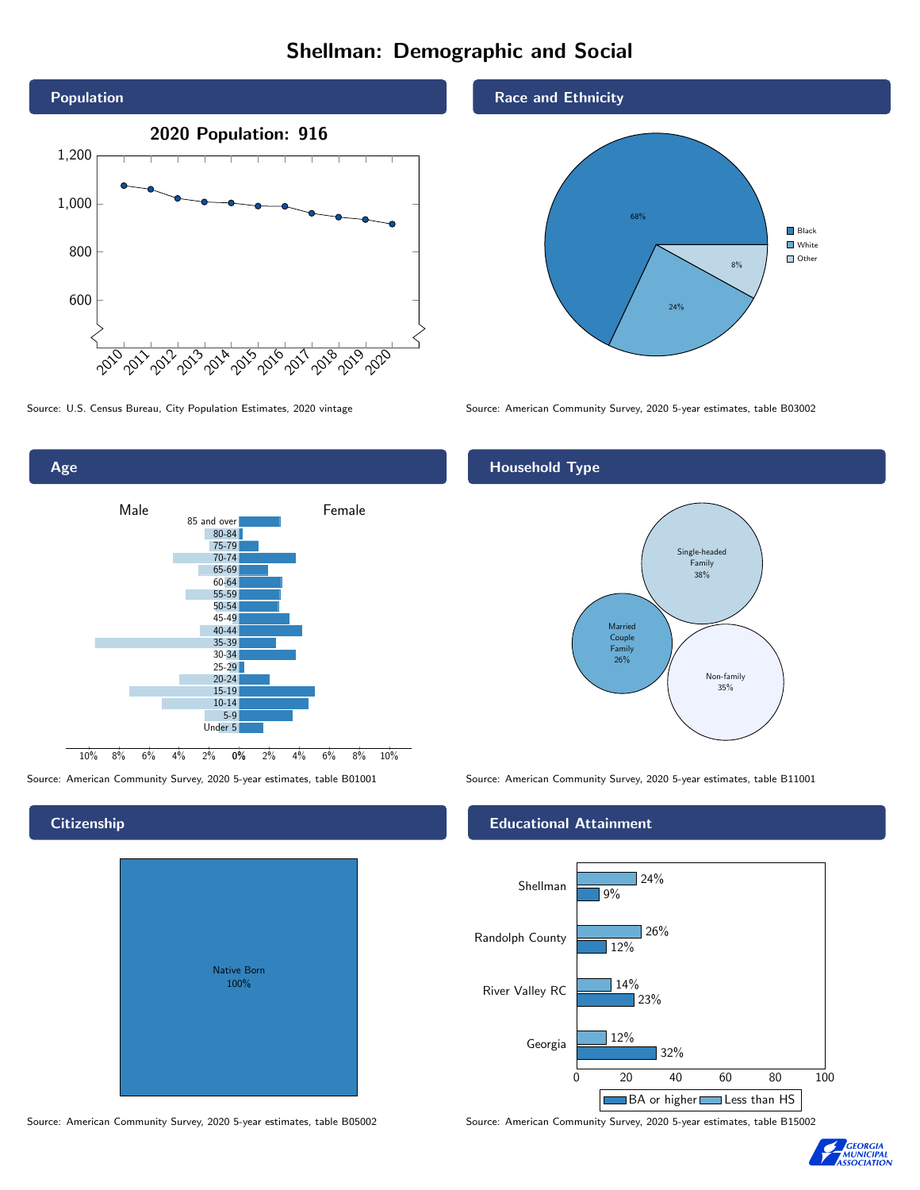# Shellman: Demographic and Social

## Population

**2020 Population: 916**

Source: U.S. Census Bureau, City Population Estimates, 2020 vintage

## Race and Ethnicity

| Race | Percent |
|---|---|
| Black | 68% |
| White | 24% |
| Other | 8% |

Source: American Community Survey, 2020 5-year estimates, table B03002

## Age

Male / Female

Source: American Community Survey, 2020 5-year estimates, table B01001

## Household Type

| Household Type | Percent |
|---|---|
| Single-headed Family | 38% |
| Married Couple Family | 26% |
| Non-family | 35% |

Source: American Community Survey, 2020 5-year estimates, table B11001

## Citizenship

| Citizenship | Percent |
|---|---|
| Native Born | 100% |

Source: American Community Survey, 2020 5-year estimates, table B05002

## Educational Attainment

| Area | Less than HS | BA or higher |
|---|---|---|
| Shellman | 24% | 9% |
| Randolph County | 26% | 12% |
| River Valley RC | 14% | 23% |
| Georgia | 12% | 32% |

Source: American Community Survey, 2020 5-year estimates, table B15002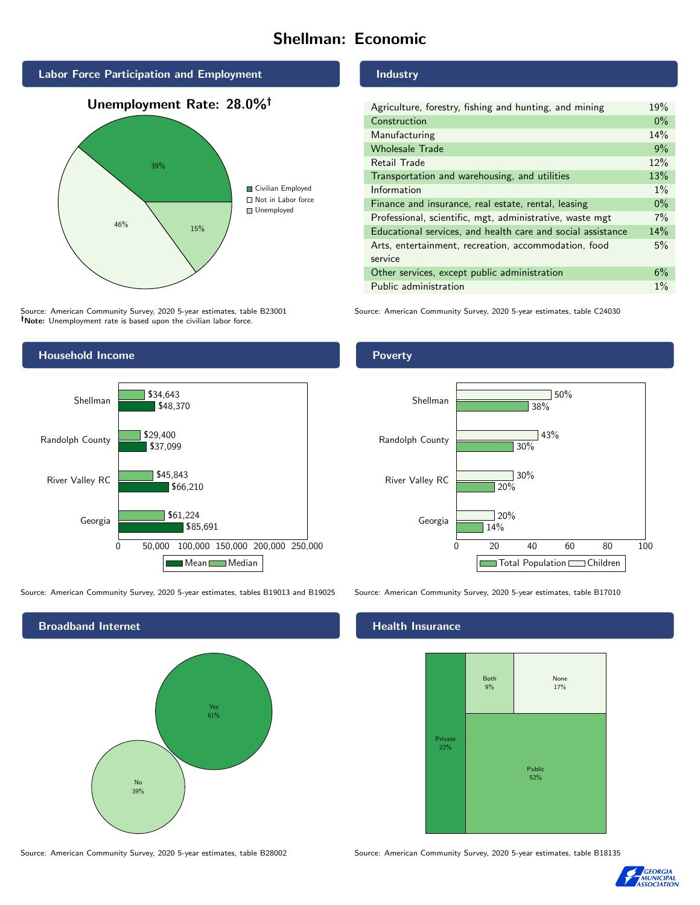# Shellman: Economic

## Labor Force Participation and Employment

**Unemployment Rate: 28.0%†**

| Category | Percent |
|---|---|
| Civilian Employed | 39% |
| Not in Labor force | 46% |
| Unemployed | 15% |

Source: American Community Survey, 2020 5-year estimates, table B23001
**†Note:** Unemployment rate is based upon the civilian labor force.

## Industry

| Industry | Percent |
|---|---|
| Agriculture, forestry, fishing and hunting, and mining | 19% |
| Construction | 0% |
| Manufacturing | 14% |
| Wholesale Trade | 9% |
| Retail Trade | 12% |
| Transportation and warehousing, and utilities | 13% |
| Information | 1% |
| Finance and insurance, real estate, rental, leasing | 0% |
| Professional, scientific, mgt, administrative, waste mgt | 7% |
| Educational services, and health care and social assistance | 14% |
| Arts, entertainment, recreation, accommodation, food service | 5% |
| Other services, except public administration | 6% |
| Public administration | 1% |

Source: American Community Survey, 2020 5-year estimates, table C24030

## Household Income

| Area | Median | Mean |
|---|---|---|
| Shellman | $34,643 | $48,370 |
| Randolph County | $29,400 | $37,099 |
| River Valley RC | $45,843 | $66,210 |
| Georgia | $61,224 | $85,691 |

Source: American Community Survey, 2020 5-year estimates, tables B19013 and B19025

## Poverty

| Area | Children | Total Population |
|---|---|---|
| Shellman | 50% | 38% |
| Randolph County | 43% | 30% |
| River Valley RC | 30% | 20% |
| Georgia | 20% | 14% |

Source: American Community Survey, 2020 5-year estimates, table B17010

## Broadband Internet

| Response | Percent |
|---|---|
| Yes | 61% |
| No | 39% |

Source: American Community Survey, 2020 5-year estimates, table B28002

## Health Insurance

| Type | Percent |
|---|---|
| Private | 22% |
| Both | 9% |
| None | 17% |
| Public | 52% |

Source: American Community Survey, 2020 5-year estimates, table B18135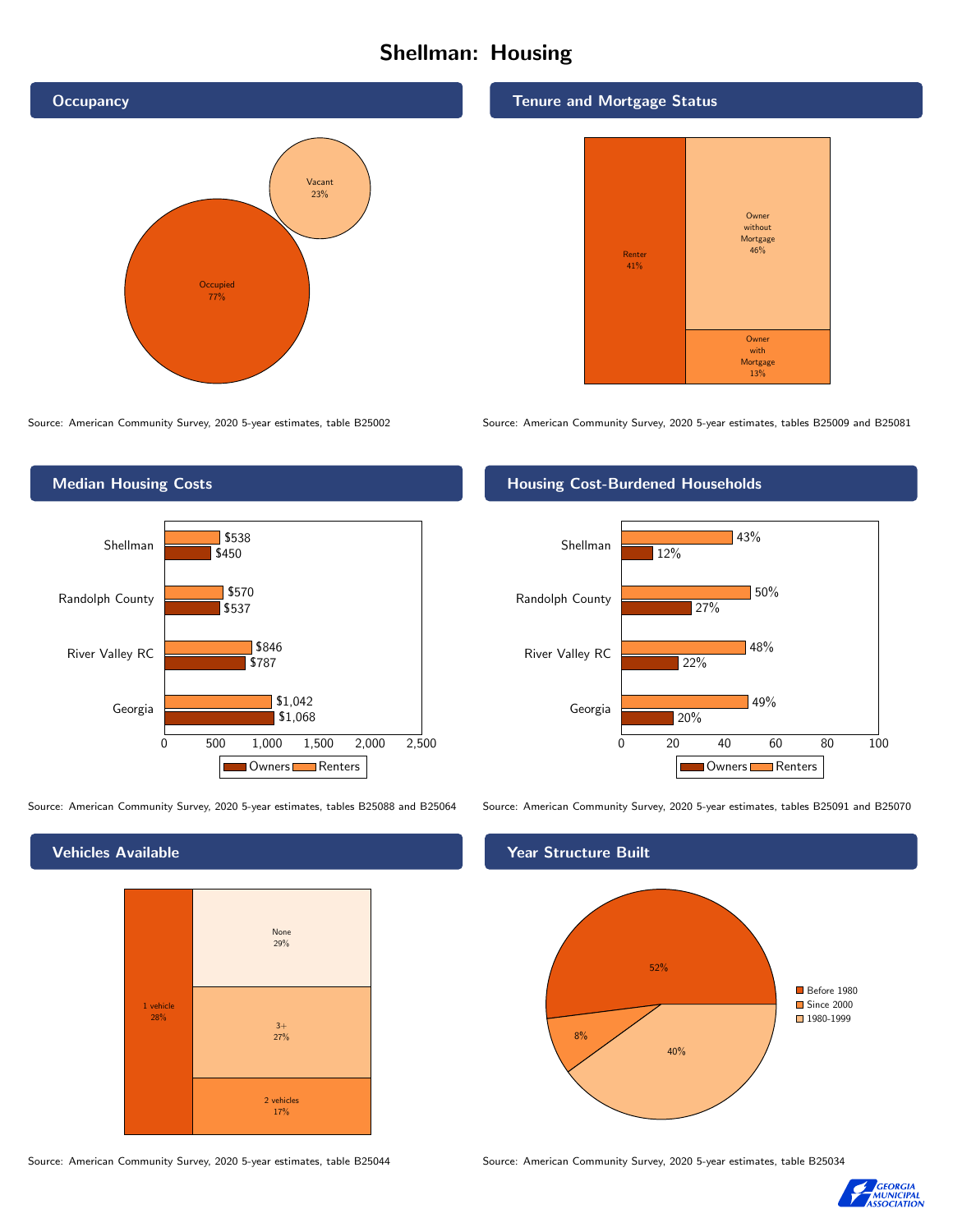# Shellman: Housing

## Occupancy

Vacant
23%

Occupied
77%

Source: American Community Survey, 2020 5-year estimates, table B25002

## Tenure and Mortgage Status

Renter
41%

Owner
without
Mortgage
46%

Owner
with
Mortgage
13%

Source: American Community Survey, 2020 5-year estimates, tables B25009 and B25081

## Median Housing Costs

Shellman
$538
$450

Randolph County
$570
$537

River Valley RC
$846
$787

Georgia
$1,042
$1,068

0 500 1,000 1,500 2,000 2,500

Owners Renters

Source: American Community Survey, 2020 5-year estimates, tables B25088 and B25064

## Housing Cost-Burdened Households

Shellman
43%
12%

Randolph County
50%
27%

River Valley RC
48%
22%

Georgia
49%
20%

0 20 40 60 80 100

Owners Renters

Source: American Community Survey, 2020 5-year estimates, tables B25091 and B25070

## Vehicles Available

1 vehicle
28%

None
29%

3+
27%

2 vehicles
17%

Source: American Community Survey, 2020 5-year estimates, table B25044

## Year Structure Built

52%

8%

40%

Before 1980
Since 2000
1980-1999

Source: American Community Survey, 2020 5-year estimates, table B25034